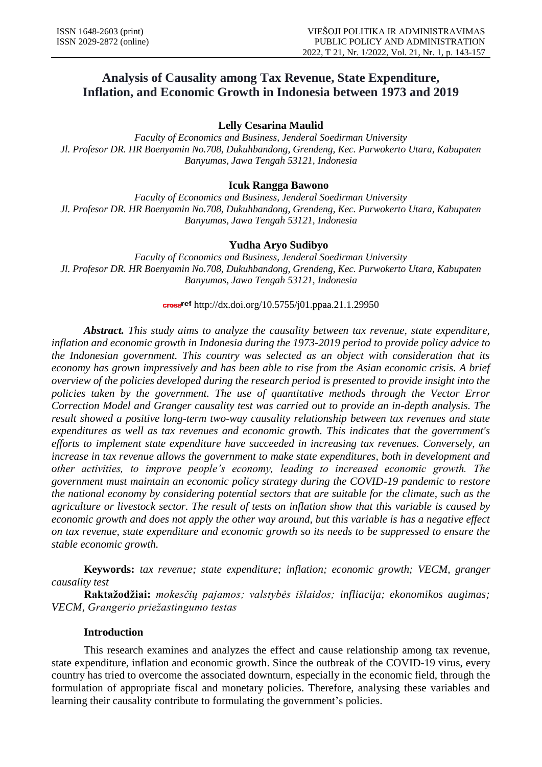# Analysis of Causality among Tax Revenue, State Expenditure, Inflation, and Economic Growth in Indonesia between 1973 and 2019

**Lelly Cesarina Maulid**

*Faculty of Economics and Business, Jenderal Soedirman University*
*Jl. Profesor DR. HR Boenyamin No.708, Dukuhbandong, Grendeng, Kec. Purwokerto Utara, Kabupaten Banyumas, Jawa Tengah 53121, Indonesia*

**Icuk Rangga Bawono**

*Faculty of Economics and Business, Jenderal Soedirman University*
*Jl. Profesor DR. HR Boenyamin No.708, Dukuhbandong, Grendeng, Kec. Purwokerto Utara, Kabupaten Banyumas, Jawa Tengah 53121, Indonesia*

**Yudha Aryo Sudibyo**

*Faculty of Economics and Business, Jenderal Soedirman University*
*Jl. Profesor DR. HR Boenyamin No.708, Dukuhbandong, Grendeng, Kec. Purwokerto Utara, Kabupaten Banyumas, Jawa Tengah 53121, Indonesia*

http://dx.doi.org/10.5755/j01.ppaa.21.1.29950

***Abstract.*** *This study aims to analyze the causality between tax revenue, state expenditure, inflation and economic growth in Indonesia during the 1973-2019 period to provide policy advice to the Indonesian government. This country was selected as an object with consideration that its economy has grown impressively and has been able to rise from the Asian economic crisis. A brief overview of the policies developed during the research period is presented to provide insight into the policies taken by the government. The use of quantitative methods through the Vector Error Correction Model and Granger causality test was carried out to provide an in-depth analysis. The result showed a positive long-term two-way causality relationship between tax revenues and state expenditures as well as tax revenues and economic growth. This indicates that the government's efforts to implement state expenditure have succeeded in increasing tax revenues. Conversely, an increase in tax revenue allows the government to make state expenditures, both in development and other activities, to improve people's economy, leading to increased economic growth. The government must maintain an economic policy strategy during the COVID-19 pandemic to restore the national economy by considering potential sectors that are suitable for the climate, such as the agriculture or livestock sector. The result of tests on inflation show that this variable is caused by economic growth and does not apply the other way around, but this variable is has a negative effect on tax revenue, state expenditure and economic growth so its needs to be suppressed to ensure the stable economic growth.*

**Keywords:** *tax revenue; state expenditure; inflation; economic growth; VECM, granger causality test*

**Raktažodžiai:** *mokesčių pajamos; valstybės išlaidos; infliacija; ekonomikos augimas; VECM, Grangerio priežastingumo testas*

## Introduction

This research examines and analyzes the effect and cause relationship among tax revenue, state expenditure, inflation and economic growth. Since the outbreak of the COVID-19 virus, every country has tried to overcome the associated downturn, especially in the economic field, through the formulation of appropriate fiscal and monetary policies. Therefore, analysing these variables and learning their causality contribute to formulating the government's policies.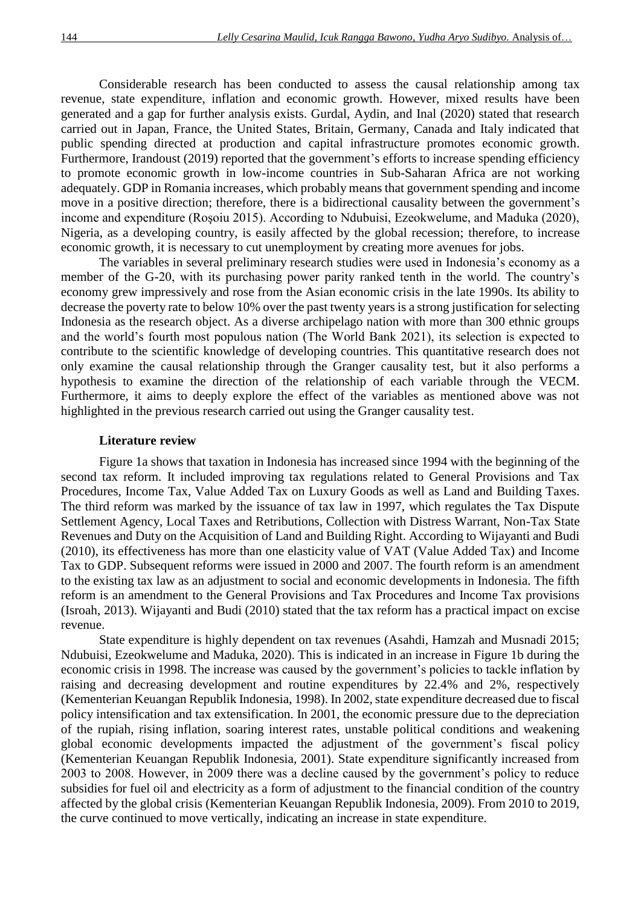Considerable research has been conducted to assess the causal relationship among tax revenue, state expenditure, inflation and economic growth. However, mixed results have been generated and a gap for further analysis exists. Gurdal, Aydin, and Inal (2020) stated that research carried out in Japan, France, the United States, Britain, Germany, Canada and Italy indicated that public spending directed at production and capital infrastructure promotes economic growth. Furthermore, Irandoust (2019) reported that the government's efforts to increase spending efficiency to promote economic growth in low-income countries in Sub-Saharan Africa are not working adequately. GDP in Romania increases, which probably means that government spending and income move in a positive direction; therefore, there is a bidirectional causality between the government's income and expenditure (Roşoiu 2015). According to Ndubuisi, Ezeokwelume, and Maduka (2020), Nigeria, as a developing country, is easily affected by the global recession; therefore, to increase economic growth, it is necessary to cut unemployment by creating more avenues for jobs.

The variables in several preliminary research studies were used in Indonesia's economy as a member of the G-20, with its purchasing power parity ranked tenth in the world. The country's economy grew impressively and rose from the Asian economic crisis in the late 1990s. Its ability to decrease the poverty rate to below 10% over the past twenty years is a strong justification for selecting Indonesia as the research object. As a diverse archipelago nation with more than 300 ethnic groups and the world's fourth most populous nation (The World Bank 2021), its selection is expected to contribute to the scientific knowledge of developing countries. This quantitative research does not only examine the causal relationship through the Granger causality test, but it also performs a hypothesis to examine the direction of the relationship of each variable through the VECM. Furthermore, it aims to deeply explore the effect of the variables as mentioned above was not highlighted in the previous research carried out using the Granger causality test.

## Literature review

Figure 1a shows that taxation in Indonesia has increased since 1994 with the beginning of the second tax reform. It included improving tax regulations related to General Provisions and Tax Procedures, Income Tax, Value Added Tax on Luxury Goods as well as Land and Building Taxes. The third reform was marked by the issuance of tax law in 1997, which regulates the Tax Dispute Settlement Agency, Local Taxes and Retributions, Collection with Distress Warrant, Non-Tax State Revenues and Duty on the Acquisition of Land and Building Right. According to Wijayanti and Budi (2010), its effectiveness has more than one elasticity value of VAT (Value Added Tax) and Income Tax to GDP. Subsequent reforms were issued in 2000 and 2007. The fourth reform is an amendment to the existing tax law as an adjustment to social and economic developments in Indonesia. The fifth reform is an amendment to the General Provisions and Tax Procedures and Income Tax provisions (Isroah, 2013). Wijayanti and Budi (2010) stated that the tax reform has a practical impact on excise revenue.

State expenditure is highly dependent on tax revenues (Asahdi, Hamzah and Musnadi 2015; Ndubuisi, Ezeokwelume and Maduka, 2020). This is indicated in an increase in Figure 1b during the economic crisis in 1998. The increase was caused by the government's policies to tackle inflation by raising and decreasing development and routine expenditures by 22.4% and 2%, respectively (Kementerian Keuangan Republik Indonesia, 1998). In 2002, state expenditure decreased due to fiscal policy intensification and tax extensification. In 2001, the economic pressure due to the depreciation of the rupiah, rising inflation, soaring interest rates, unstable political conditions and weakening global economic developments impacted the adjustment of the government's fiscal policy (Kementerian Keuangan Republik Indonesia, 2001). State expenditure significantly increased from 2003 to 2008. However, in 2009 there was a decline caused by the government's policy to reduce subsidies for fuel oil and electricity as a form of adjustment to the financial condition of the country affected by the global crisis (Kementerian Keuangan Republik Indonesia, 2009). From 2010 to 2019, the curve continued to move vertically, indicating an increase in state expenditure.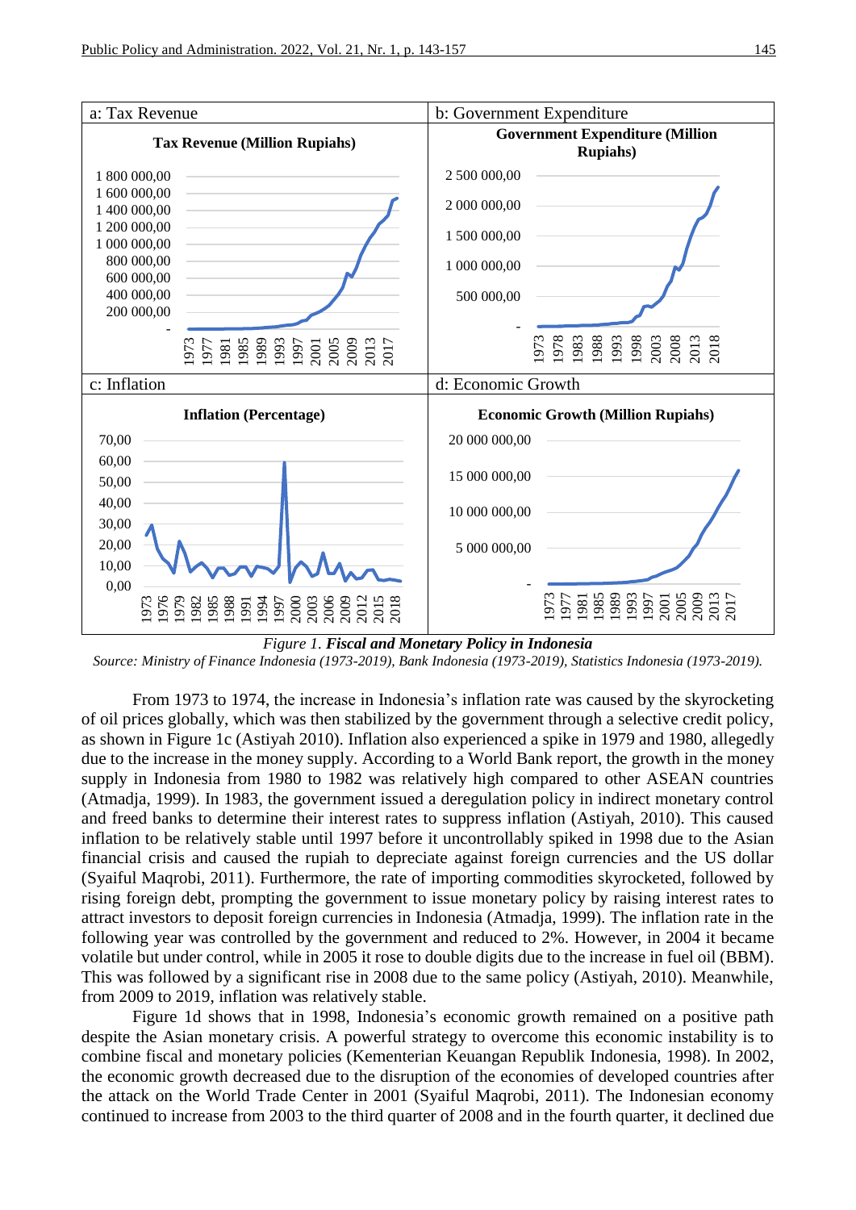*Figure 1. **Fiscal and Monetary Policy in Indonesia***

*Source: Ministry of Finance Indonesia (1973-2019), Bank Indonesia (1973-2019), Statistics Indonesia (1973-2019).*

From 1973 to 1974, the increase in Indonesia's inflation rate was caused by the skyrocketing of oil prices globally, which was then stabilized by the government through a selective credit policy, as shown in Figure 1c (Astiyah 2010). Inflation also experienced a spike in 1979 and 1980, allegedly due to the increase in the money supply. According to a World Bank report, the growth in the money supply in Indonesia from 1980 to 1982 was relatively high compared to other ASEAN countries (Atmadja, 1999). In 1983, the government issued a deregulation policy in indirect monetary control and freed banks to determine their interest rates to suppress inflation (Astiyah, 2010). This caused inflation to be relatively stable until 1997 before it uncontrollably spiked in 1998 due to the Asian financial crisis and caused the rupiah to depreciate against foreign currencies and the US dollar (Syaiful Maqrobi, 2011). Furthermore, the rate of importing commodities skyrocketed, followed by rising foreign debt, prompting the government to issue monetary policy by raising interest rates to attract investors to deposit foreign currencies in Indonesia (Atmadja, 1999). The inflation rate in the following year was controlled by the government and reduced to 2%. However, in 2004 it became volatile but under control, while in 2005 it rose to double digits due to the increase in fuel oil (BBM). This was followed by a significant rise in 2008 due to the same policy (Astiyah, 2010). Meanwhile, from 2009 to 2019, inflation was relatively stable.

Figure 1d shows that in 1998, Indonesia's economic growth remained on a positive path despite the Asian monetary crisis. A powerful strategy to overcome this economic instability is to combine fiscal and monetary policies (Kementerian Keuangan Republik Indonesia, 1998). In 2002, the economic growth decreased due to the disruption of the economies of developed countries after the attack on the World Trade Center in 2001 (Syaiful Maqrobi, 2011). The Indonesian economy continued to increase from 2003 to the third quarter of 2008 and in the fourth quarter, it declined due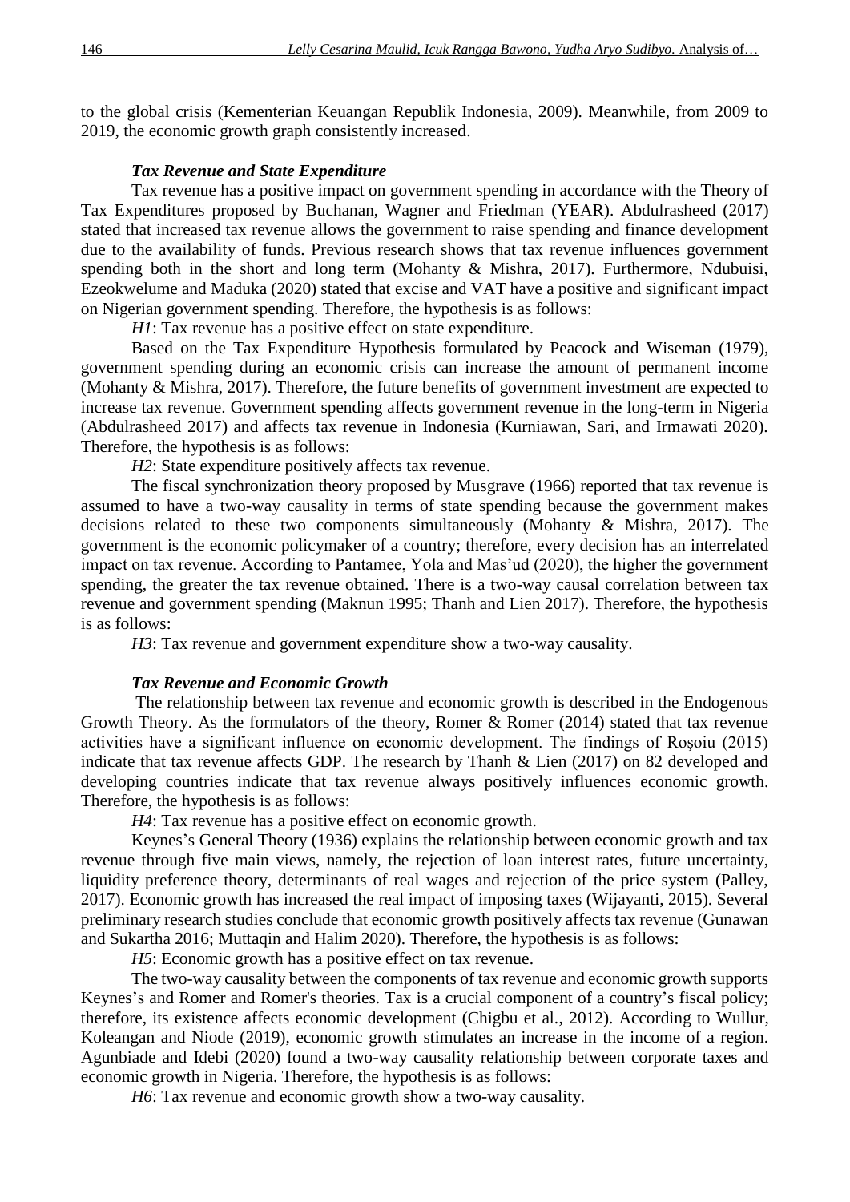to the global crisis (Kementerian Keuangan Republik Indonesia, 2009). Meanwhile, from 2009 to 2019, the economic growth graph consistently increased.

### *Tax Revenue and State Expenditure*

Tax revenue has a positive impact on government spending in accordance with the Theory of Tax Expenditures proposed by Buchanan, Wagner and Friedman (YEAR). Abdulrasheed (2017) stated that increased tax revenue allows the government to raise spending and finance development due to the availability of funds. Previous research shows that tax revenue influences government spending both in the short and long term (Mohanty & Mishra, 2017). Furthermore, Ndubuisi, Ezeokwelume and Maduka (2020) stated that excise and VAT have a positive and significant impact on Nigerian government spending. Therefore, the hypothesis is as follows:

*H1*: Tax revenue has a positive effect on state expenditure.

Based on the Tax Expenditure Hypothesis formulated by Peacock and Wiseman (1979), government spending during an economic crisis can increase the amount of permanent income (Mohanty & Mishra, 2017). Therefore, the future benefits of government investment are expected to increase tax revenue. Government spending affects government revenue in the long-term in Nigeria (Abdulrasheed 2017) and affects tax revenue in Indonesia (Kurniawan, Sari, and Irmawati 2020). Therefore, the hypothesis is as follows:

*H2*: State expenditure positively affects tax revenue.

The fiscal synchronization theory proposed by Musgrave (1966) reported that tax revenue is assumed to have a two-way causality in terms of state spending because the government makes decisions related to these two components simultaneously (Mohanty & Mishra, 2017). The government is the economic policymaker of a country; therefore, every decision has an interrelated impact on tax revenue. According to Pantamee, Yola and Mas'ud (2020), the higher the government spending, the greater the tax revenue obtained. There is a two-way causal correlation between tax revenue and government spending (Maknun 1995; Thanh and Lien 2017). Therefore, the hypothesis is as follows:

*H3*: Tax revenue and government expenditure show a two-way causality.

### *Tax Revenue and Economic Growth*

The relationship between tax revenue and economic growth is described in the Endogenous Growth Theory. As the formulators of the theory, Romer & Romer (2014) stated that tax revenue activities have a significant influence on economic development. The findings of Roşoiu (2015) indicate that tax revenue affects GDP. The research by Thanh & Lien (2017) on 82 developed and developing countries indicate that tax revenue always positively influences economic growth. Therefore, the hypothesis is as follows:

*H4*: Tax revenue has a positive effect on economic growth.

Keynes's General Theory (1936) explains the relationship between economic growth and tax revenue through five main views, namely, the rejection of loan interest rates, future uncertainty, liquidity preference theory, determinants of real wages and rejection of the price system (Palley, 2017). Economic growth has increased the real impact of imposing taxes (Wijayanti, 2015). Several preliminary research studies conclude that economic growth positively affects tax revenue (Gunawan and Sukartha 2016; Muttaqin and Halim 2020). Therefore, the hypothesis is as follows:

*H5*: Economic growth has a positive effect on tax revenue.

The two-way causality between the components of tax revenue and economic growth supports Keynes's and Romer and Romer's theories. Tax is a crucial component of a country's fiscal policy; therefore, its existence affects economic development (Chigbu et al., 2012). According to Wullur, Koleangan and Niode (2019), economic growth stimulates an increase in the income of a region. Agunbiade and Idebi (2020) found a two-way causality relationship between corporate taxes and economic growth in Nigeria. Therefore, the hypothesis is as follows:

*H6*: Tax revenue and economic growth show a two-way causality.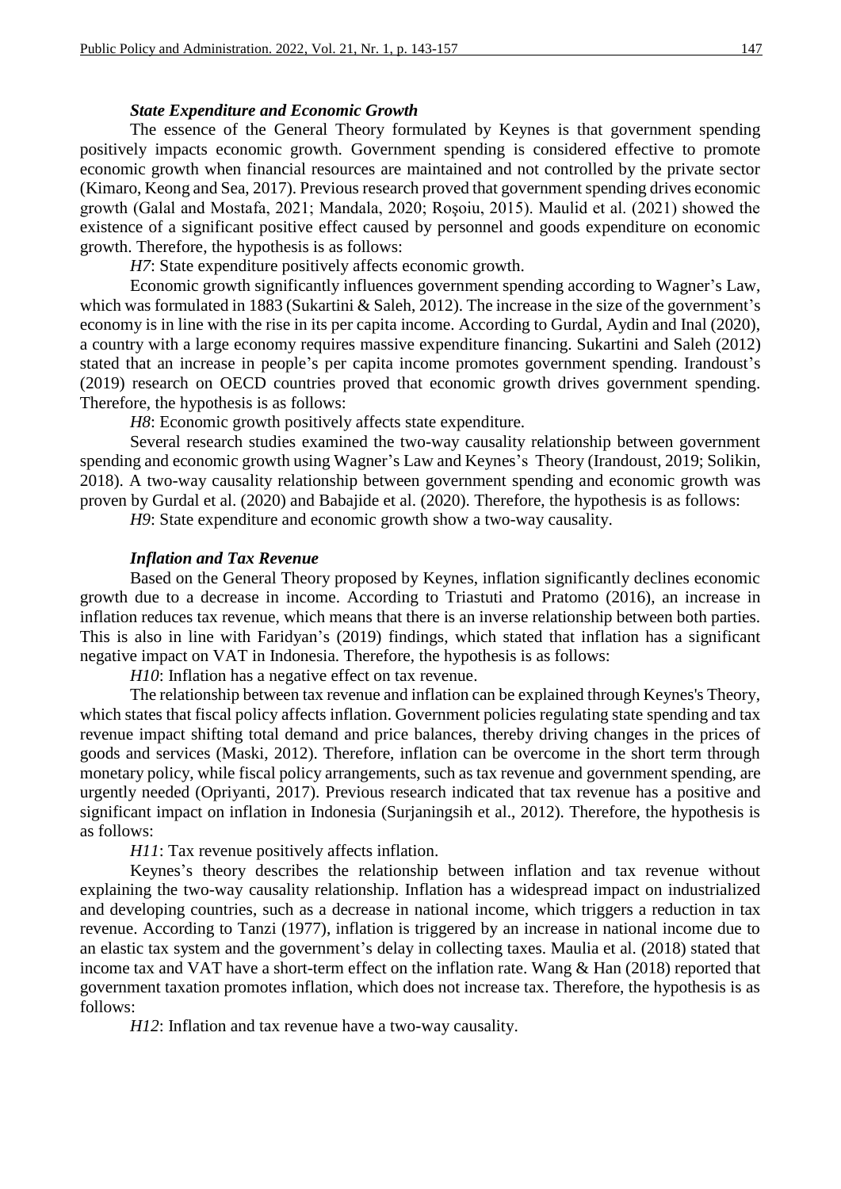### *State Expenditure and Economic Growth*

The essence of the General Theory formulated by Keynes is that government spending positively impacts economic growth. Government spending is considered effective to promote economic growth when financial resources are maintained and not controlled by the private sector (Kimaro, Keong and Sea, 2017). Previous research proved that government spending drives economic growth (Galal and Mostafa, 2021; Mandala, 2020; Roşoiu, 2015). Maulid et al. (2021) showed the existence of a significant positive effect caused by personnel and goods expenditure on economic growth. Therefore, the hypothesis is as follows:

*H7*: State expenditure positively affects economic growth.

Economic growth significantly influences government spending according to Wagner's Law, which was formulated in 1883 (Sukartini & Saleh, 2012). The increase in the size of the government's economy is in line with the rise in its per capita income. According to Gurdal, Aydin and Inal (2020), a country with a large economy requires massive expenditure financing. Sukartini and Saleh (2012) stated that an increase in people's per capita income promotes government spending. Irandoust's (2019) research on OECD countries proved that economic growth drives government spending. Therefore, the hypothesis is as follows:

*H8*: Economic growth positively affects state expenditure.

Several research studies examined the two-way causality relationship between government spending and economic growth using Wagner's Law and Keynes's Theory (Irandoust, 2019; Solikin, 2018). A two-way causality relationship between government spending and economic growth was proven by Gurdal et al. (2020) and Babajide et al. (2020). Therefore, the hypothesis is as follows:

*H9*: State expenditure and economic growth show a two-way causality.

### *Inflation and Tax Revenue*

Based on the General Theory proposed by Keynes, inflation significantly declines economic growth due to a decrease in income. According to Triastuti and Pratomo (2016), an increase in inflation reduces tax revenue, which means that there is an inverse relationship between both parties. This is also in line with Faridyan's (2019) findings, which stated that inflation has a significant negative impact on VAT in Indonesia. Therefore, the hypothesis is as follows:

*H10*: Inflation has a negative effect on tax revenue.

The relationship between tax revenue and inflation can be explained through Keynes's Theory, which states that fiscal policy affects inflation. Government policies regulating state spending and tax revenue impact shifting total demand and price balances, thereby driving changes in the prices of goods and services (Maski, 2012). Therefore, inflation can be overcome in the short term through monetary policy, while fiscal policy arrangements, such as tax revenue and government spending, are urgently needed (Opriyanti, 2017). Previous research indicated that tax revenue has a positive and significant impact on inflation in Indonesia (Surjaningsih et al., 2012). Therefore, the hypothesis is as follows:

*H11*: Tax revenue positively affects inflation.

Keynes's theory describes the relationship between inflation and tax revenue without explaining the two-way causality relationship. Inflation has a widespread impact on industrialized and developing countries, such as a decrease in national income, which triggers a reduction in tax revenue. According to Tanzi (1977), inflation is triggered by an increase in national income due to an elastic tax system and the government's delay in collecting taxes. Maulia et al. (2018) stated that income tax and VAT have a short-term effect on the inflation rate. Wang & Han (2018) reported that government taxation promotes inflation, which does not increase tax. Therefore, the hypothesis is as follows:

*H12*: Inflation and tax revenue have a two-way causality.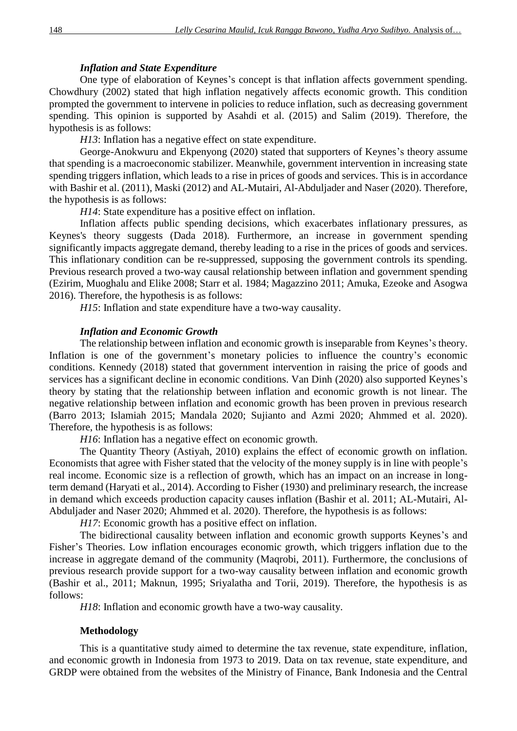### *Inflation and State Expenditure*

One type of elaboration of Keynes's concept is that inflation affects government spending. Chowdhury (2002) stated that high inflation negatively affects economic growth. This condition prompted the government to intervene in policies to reduce inflation, such as decreasing government spending. This opinion is supported by Asahdi et al. (2015) and Salim (2019). Therefore, the hypothesis is as follows:

*H13*: Inflation has a negative effect on state expenditure.

George-Anokwuru and Ekpenyong (2020) stated that supporters of Keynes's theory assume that spending is a macroeconomic stabilizer. Meanwhile, government intervention in increasing state spending triggers inflation, which leads to a rise in prices of goods and services. This is in accordance with Bashir et al. (2011), Maski (2012) and AL-Mutairi, Al-Abduljader and Naser (2020). Therefore, the hypothesis is as follows:

*H14*: State expenditure has a positive effect on inflation.

Inflation affects public spending decisions, which exacerbates inflationary pressures, as Keynes's theory suggests (Dada 2018). Furthermore, an increase in government spending significantly impacts aggregate demand, thereby leading to a rise in the prices of goods and services. This inflationary condition can be re-suppressed, supposing the government controls its spending. Previous research proved a two-way causal relationship between inflation and government spending (Ezirim, Muoghalu and Elike 2008; Starr et al. 1984; Magazzino 2011; Amuka, Ezeoke and Asogwa 2016). Therefore, the hypothesis is as follows:

*H15*: Inflation and state expenditure have a two-way causality.

### *Inflation and Economic Growth*

The relationship between inflation and economic growth is inseparable from Keynes's theory. Inflation is one of the government's monetary policies to influence the country's economic conditions. Kennedy (2018) stated that government intervention in raising the price of goods and services has a significant decline in economic conditions. Van Dinh (2020) also supported Keynes's theory by stating that the relationship between inflation and economic growth is not linear. The negative relationship between inflation and economic growth has been proven in previous research (Barro 2013; Islamiah 2015; Mandala 2020; Sujianto and Azmi 2020; Ahmmed et al. 2020). Therefore, the hypothesis is as follows:

*H16*: Inflation has a negative effect on economic growth.

The Quantity Theory (Astiyah, 2010) explains the effect of economic growth on inflation. Economists that agree with Fisher stated that the velocity of the money supply is in line with people's real income. Economic size is a reflection of growth, which has an impact on an increase in long-term demand (Haryati et al., 2014). According to Fisher (1930) and preliminary research, the increase in demand which exceeds production capacity causes inflation (Bashir et al. 2011; AL-Mutairi, Al-Abduljader and Naser 2020; Ahmmed et al. 2020). Therefore, the hypothesis is as follows:

*H17*: Economic growth has a positive effect on inflation.

The bidirectional causality between inflation and economic growth supports Keynes's and Fisher's Theories. Low inflation encourages economic growth, which triggers inflation due to the increase in aggregate demand of the community (Maqrobi, 2011). Furthermore, the conclusions of previous research provide support for a two-way causality between inflation and economic growth (Bashir et al., 2011; Maknun, 1995; Sriyalatha and Torii, 2019). Therefore, the hypothesis is as follows:

*H18*: Inflation and economic growth have a two-way causality.

## Methodology

This is a quantitative study aimed to determine the tax revenue, state expenditure, inflation, and economic growth in Indonesia from 1973 to 2019. Data on tax revenue, state expenditure, and GRDP were obtained from the websites of the Ministry of Finance, Bank Indonesia and the Central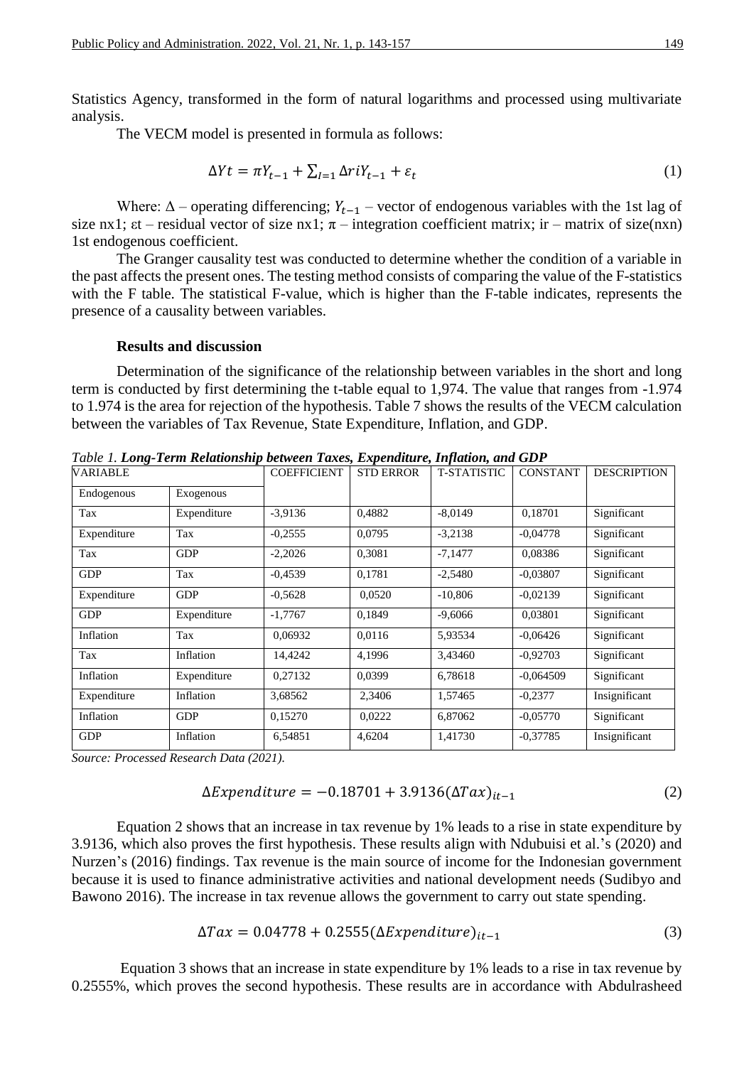Statistics Agency, transformed in the form of natural logarithms and processed using multivariate analysis.

The VECM model is presented in formula as follows:

$$\Delta Yt = \pi Y_{t-1} + \sum_{I=1} \Delta riY_{t-1} + \varepsilon_t \tag{1}$$

Where: Δ – operating differencing; $Y_{t-1}$ – vector of endogenous variables with the 1st lag of size nx1; εt – residual vector of size nx1; π – integration coefficient matrix; ir – matrix of size(nxn) 1st endogenous coefficient.

The Granger causality test was conducted to determine whether the condition of a variable in the past affects the present ones. The testing method consists of comparing the value of the F-statistics with the F table. The statistical F-value, which is higher than the F-table indicates, represents the presence of a causality between variables.

### Results and discussion

Determination of the significance of the relationship between variables in the short and long term is conducted by first determining the t-table equal to 1,974. The value that ranges from -1.974 to 1.974 is the area for rejection of the hypothesis. Table 7 shows the results of the VECM calculation between the variables of Tax Revenue, State Expenditure, Inflation, and GDP.

*Table 1.* ***Long-Term Relationship between Taxes, Expenditure, Inflation, and GDP***

| VARIABLE | | COEFFICIENT | STD ERROR | T-STATISTIC | CONSTANT | DESCRIPTION |
|---|---|---|---|---|---|---|
| Endogenous | Exogenous | | | | | |
| Tax | Expenditure | -3,9136 | 0,4882 | -8,0149 | 0,18701 | Significant |
| Expenditure | Tax | -0,2555 | 0,0795 | -3,2138 | -0,04778 | Significant |
| Tax | GDP | -2,2026 | 0,3081 | -7,1477 | 0,08386 | Significant |
| GDP | Tax | -0,4539 | 0,1781 | -2,5480 | -0,03807 | Significant |
| Expenditure | GDP | -0,5628 | 0,0520 | -10,806 | -0,02139 | Significant |
| GDP | Expenditure | -1,7767 | 0,1849 | -9,6066 | 0,03801 | Significant |
| Inflation | Tax | 0,06932 | 0,0116 | 5,93534 | -0,06426 | Significant |
| Tax | Inflation | 14,4242 | 4,1996 | 3,43460 | -0,92703 | Significant |
| Inflation | Expenditure | 0,27132 | 0,0399 | 6,78618 | -0,064509 | Significant |
| Expenditure | Inflation | 3,68562 | 2,3406 | 1,57465 | -0,2377 | Insignificant |
| Inflation | GDP | 0,15270 | 0,0222 | 6,87062 | -0,05770 | Significant |
| GDP | Inflation | 6,54851 | 4,6204 | 1,41730 | -0,37785 | Insignificant |

*Source: Processed Research Data (2021).*

$$\Delta Expenditure = -0.18701 + 3.9136(\Delta Tax)_{it-1} \tag{2}$$

Equation 2 shows that an increase in tax revenue by 1% leads to a rise in state expenditure by 3.9136, which also proves the first hypothesis. These results align with Ndubuisi et al.'s (2020) and Nurzen's (2016) findings. Tax revenue is the main source of income for the Indonesian government because it is used to finance administrative activities and national development needs (Sudibyo and Bawono 2016). The increase in tax revenue allows the government to carry out state spending.

$$\Delta Tax = 0.04778 + 0.2555(\Delta Expenditure)_{it-1} \tag{3}$$

Equation 3 shows that an increase in state expenditure by 1% leads to a rise in tax revenue by 0.2555%, which proves the second hypothesis. These results are in accordance with Abdulrasheed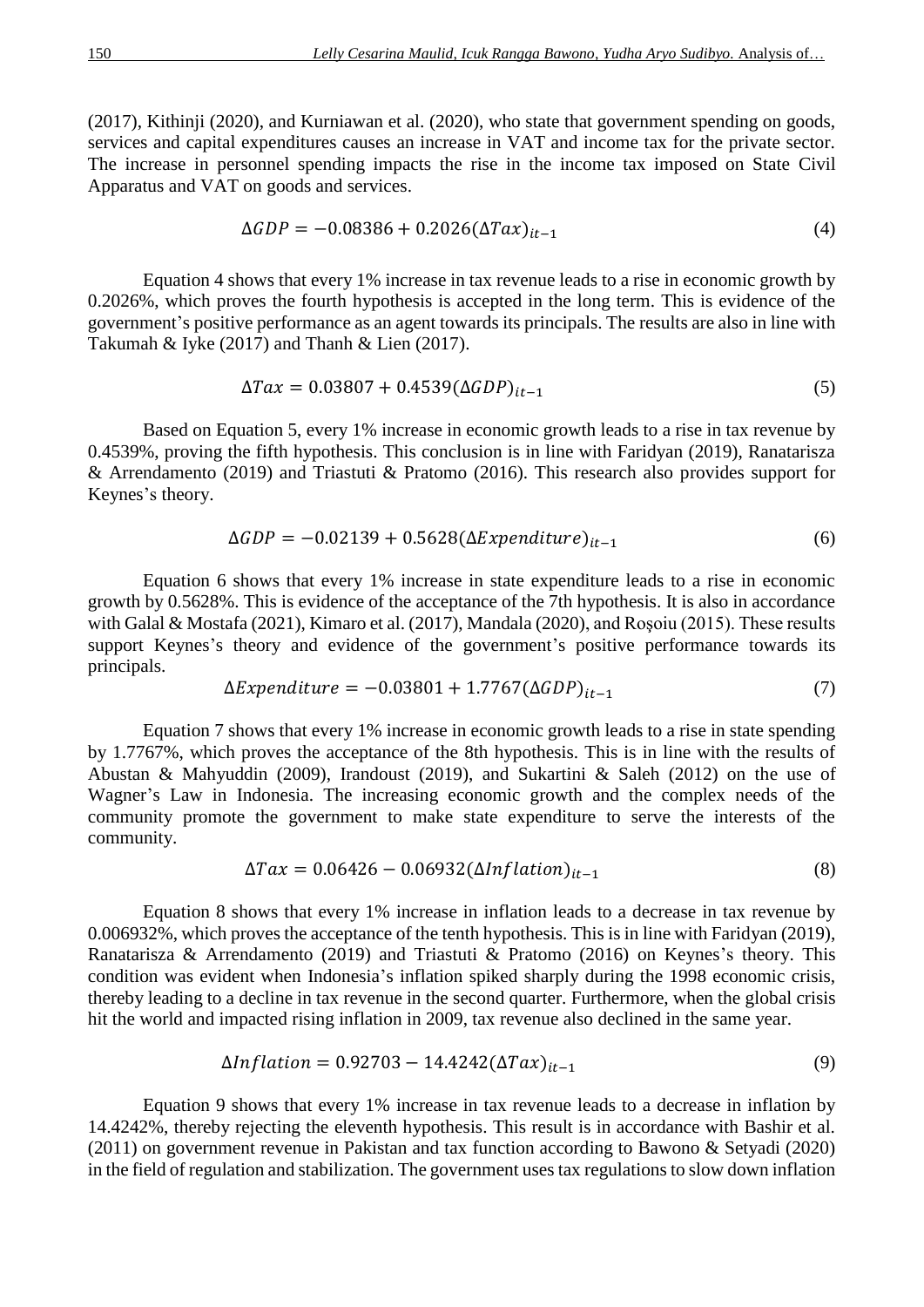(2017), Kithinji (2020), and Kurniawan et al. (2020), who state that government spending on goods, services and capital expenditures causes an increase in VAT and income tax for the private sector. The increase in personnel spending impacts the rise in the income tax imposed on State Civil Apparatus and VAT on goods and services.

$$\Delta GDP = -0.08386 + 0.2026(\Delta Tax)_{it-1} \tag{4}$$

Equation 4 shows that every 1% increase in tax revenue leads to a rise in economic growth by 0.2026%, which proves the fourth hypothesis is accepted in the long term. This is evidence of the government's positive performance as an agent towards its principals. The results are also in line with Takumah & Iyke (2017) and Thanh & Lien (2017).

$$\Delta Tax = 0.03807 + 0.4539(\Delta GDP)_{it-1} \tag{5}$$

Based on Equation 5, every 1% increase in economic growth leads to a rise in tax revenue by 0.4539%, proving the fifth hypothesis. This conclusion is in line with Faridyan (2019), Ranatarisza & Arrendamento (2019) and Triastuti & Pratomo (2016). This research also provides support for Keynes's theory.

$$\Delta GDP = -0.02139 + 0.5628(\Delta Expenditure)_{it-1} \tag{6}$$

Equation 6 shows that every 1% increase in state expenditure leads to a rise in economic growth by 0.5628%. This is evidence of the acceptance of the 7th hypothesis. It is also in accordance with Galal & Mostafa (2021), Kimaro et al. (2017), Mandala (2020), and Roșoiu (2015). These results support Keynes's theory and evidence of the government's positive performance towards its principals.

$$\Delta Expenditure = -0.03801 + 1.7767(\Delta GDP)_{it-1} \tag{7}$$

Equation 7 shows that every 1% increase in economic growth leads to a rise in state spending by 1.7767%, which proves the acceptance of the 8th hypothesis. This is in line with the results of Abustan & Mahyuddin (2009), Irandoust (2019), and Sukartini & Saleh (2012) on the use of Wagner's Law in Indonesia. The increasing economic growth and the complex needs of the community promote the government to make state expenditure to serve the interests of the community.

$$\Delta Tax = 0.06426 - 0.06932(\Delta Inflation)_{it-1} \tag{8}$$

Equation 8 shows that every 1% increase in inflation leads to a decrease in tax revenue by 0.006932%, which proves the acceptance of the tenth hypothesis. This is in line with Faridyan (2019), Ranatarisza & Arrendamento (2019) and Triastuti & Pratomo (2016) on Keynes's theory. This condition was evident when Indonesia's inflation spiked sharply during the 1998 economic crisis, thereby leading to a decline in tax revenue in the second quarter. Furthermore, when the global crisis hit the world and impacted rising inflation in 2009, tax revenue also declined in the same year.

$$\Delta Inflation = 0.92703 - 14.4242(\Delta Tax)_{it-1} \tag{9}$$

Equation 9 shows that every 1% increase in tax revenue leads to a decrease in inflation by 14.4242%, thereby rejecting the eleventh hypothesis. This result is in accordance with Bashir et al. (2011) on government revenue in Pakistan and tax function according to Bawono & Setyadi (2020) in the field of regulation and stabilization. The government uses tax regulations to slow down inflation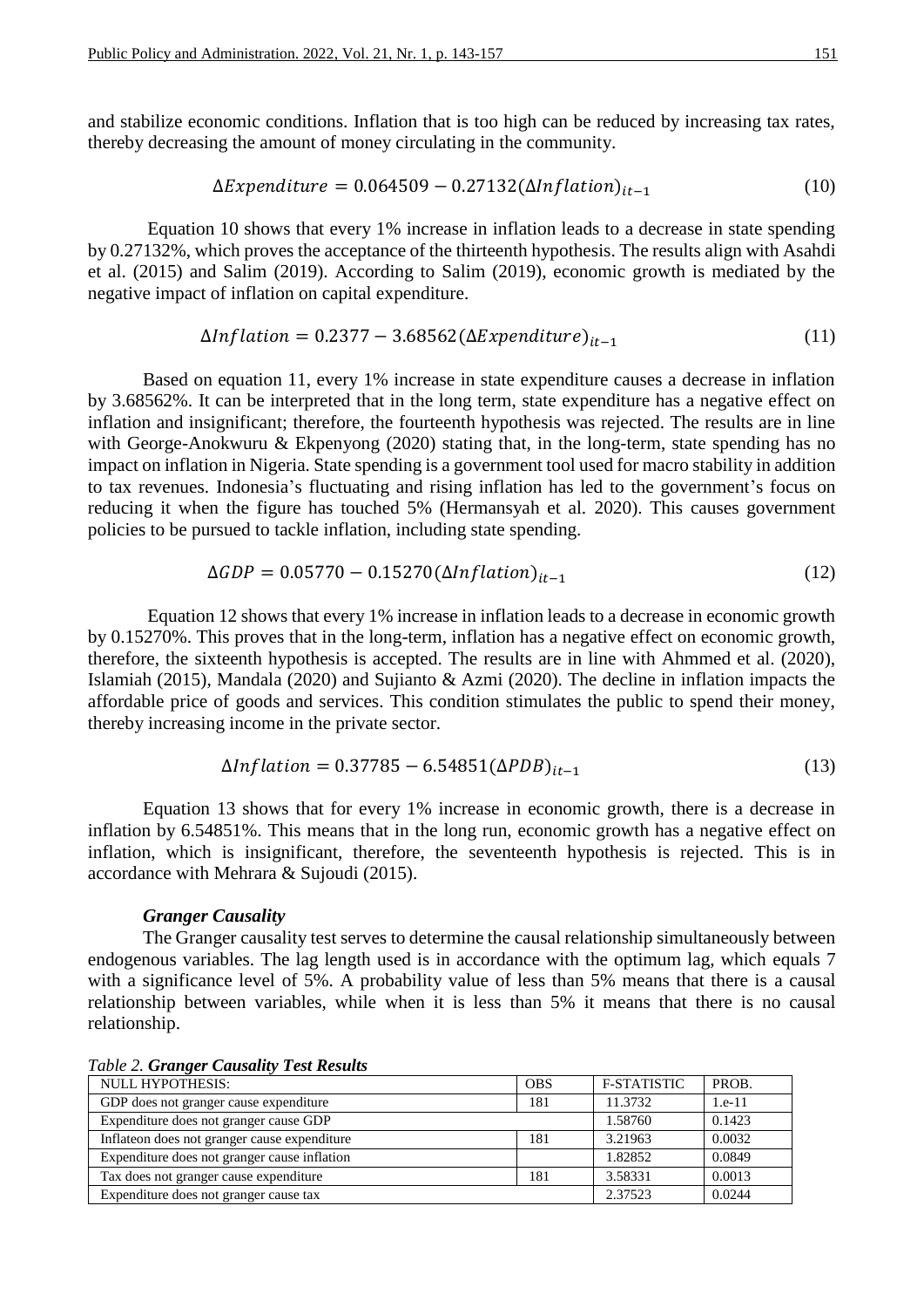and stabilize economic conditions. Inflation that is too high can be reduced by increasing tax rates, thereby decreasing the amount of money circulating in the community.

$$\Delta Expenditure = 0.064509 - 0.27132(\Delta Inflation)_{it-1} \quad (10)$$

Equation 10 shows that every 1% increase in inflation leads to a decrease in state spending by 0.27132%, which proves the acceptance of the thirteenth hypothesis. The results align with Asahdi et al. (2015) and Salim (2019). According to Salim (2019), economic growth is mediated by the negative impact of inflation on capital expenditure.

$$\Delta Inflation = 0.2377 - 3.68562(\Delta Expenditure)_{it-1} \quad (11)$$

Based on equation 11, every 1% increase in state expenditure causes a decrease in inflation by 3.68562%. It can be interpreted that in the long term, state expenditure has a negative effect on inflation and insignificant; therefore, the fourteenth hypothesis was rejected. The results are in line with George-Anokwuru & Ekpenyong (2020) stating that, in the long-term, state spending has no impact on inflation in Nigeria. State spending is a government tool used for macro stability in addition to tax revenues. Indonesia's fluctuating and rising inflation has led to the government's focus on reducing it when the figure has touched 5% (Hermansyah et al. 2020). This causes government policies to be pursued to tackle inflation, including state spending.

$$\Delta GDP = 0.05770 - 0.15270(\Delta Inflation)_{it-1} \quad (12)$$

Equation 12 shows that every 1% increase in inflation leads to a decrease in economic growth by 0.15270%. This proves that in the long-term, inflation has a negative effect on economic growth, therefore, the sixteenth hypothesis is accepted. The results are in line with Ahmmed et al. (2020), Islamiah (2015), Mandala (2020) and Sujianto & Azmi (2020). The decline in inflation impacts the affordable price of goods and services. This condition stimulates the public to spend their money, thereby increasing income in the private sector.

$$\Delta Inflation = 0.37785 - 6.54851(\Delta PDB)_{it-1} \quad (13)$$

Equation 13 shows that for every 1% increase in economic growth, there is a decrease in inflation by 6.54851%. This means that in the long run, economic growth has a negative effect on inflation, which is insignificant, therefore, the seventeenth hypothesis is rejected. This is in accordance with Mehrara & Sujoudi (2015).

### *Granger Causality*

The Granger causality test serves to determine the causal relationship simultaneously between endogenous variables. The lag length used is in accordance with the optimum lag, which equals 7 with a significance level of 5%. A probability value of less than 5% means that there is a causal relationship between variables, while when it is less than 5% it means that there is no causal relationship.

*Table 2.* ***Granger Causality Test Results***

| NULL HYPOTHESIS: | OBS | F-STATISTIC | PROB. |
|---|---|---|---|
| GDP does not granger cause expenditure | 181 | 11.3732 | 1.e-11 |
| Expenditure does not granger cause GDP | | 1.58760 | 0.1423 |
| Inflateon does not granger cause expenditure | 181 | 3.21963 | 0.0032 |
| Expenditure does not granger cause inflation | | 1.82852 | 0.0849 |
| Tax does not granger cause expenditure | 181 | 3.58331 | 0.0013 |
| Expenditure does not granger cause tax | | 2.37523 | 0.0244 |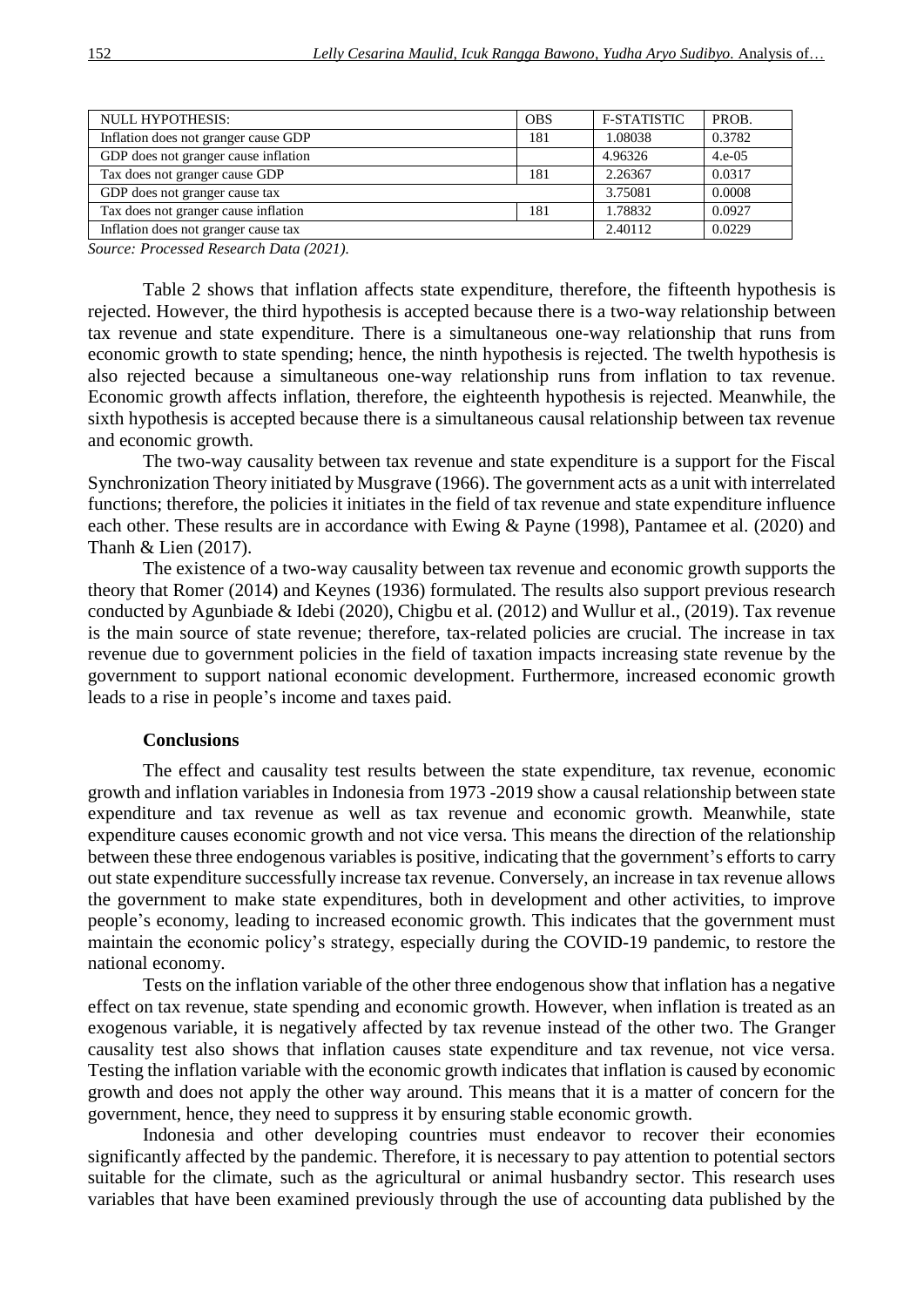| NULL HYPOTHESIS: | OBS | F-STATISTIC | PROB. |
|---|---|---|---|
| Inflation does not granger cause GDP | 181 | 1.08038 | 0.3782 |
| GDP does not granger cause inflation | | 4.96326 | 4.e-05 |
| Tax does not granger cause GDP | 181 | 2.26367 | 0.0317 |
| GDP does not granger cause tax | | 3.75081 | 0.0008 |
| Tax does not granger cause inflation | 181 | 1.78832 | 0.0927 |
| Inflation does not granger cause tax | | 2.40112 | 0.0229 |

*Source: Processed Research Data (2021).*

Table 2 shows that inflation affects state expenditure, therefore, the fifteenth hypothesis is rejected. However, the third hypothesis is accepted because there is a two-way relationship between tax revenue and state expenditure. There is a simultaneous one-way relationship that runs from economic growth to state spending; hence, the ninth hypothesis is rejected. The twelth hypothesis is also rejected because a simultaneous one-way relationship runs from inflation to tax revenue. Economic growth affects inflation, therefore, the eighteenth hypothesis is rejected. Meanwhile, the sixth hypothesis is accepted because there is a simultaneous causal relationship between tax revenue and economic growth.

The two-way causality between tax revenue and state expenditure is a support for the Fiscal Synchronization Theory initiated by Musgrave (1966). The government acts as a unit with interrelated functions; therefore, the policies it initiates in the field of tax revenue and state expenditure influence each other. These results are in accordance with Ewing & Payne (1998), Pantamee et al. (2020) and Thanh & Lien (2017).

The existence of a two-way causality between tax revenue and economic growth supports the theory that Romer (2014) and Keynes (1936) formulated. The results also support previous research conducted by Agunbiade & Idebi (2020), Chigbu et al. (2012) and Wullur et al., (2019). Tax revenue is the main source of state revenue; therefore, tax-related policies are crucial. The increase in tax revenue due to government policies in the field of taxation impacts increasing state revenue by the government to support national economic development. Furthermore, increased economic growth leads to a rise in people's income and taxes paid.

### Conclusions

The effect and causality test results between the state expenditure, tax revenue, economic growth and inflation variables in Indonesia from 1973 -2019 show a causal relationship between state expenditure and tax revenue as well as tax revenue and economic growth. Meanwhile, state expenditure causes economic growth and not vice versa. This means the direction of the relationship between these three endogenous variables is positive, indicating that the government's efforts to carry out state expenditure successfully increase tax revenue. Conversely, an increase in tax revenue allows the government to make state expenditures, both in development and other activities, to improve people's economy, leading to increased economic growth. This indicates that the government must maintain the economic policy's strategy, especially during the COVID-19 pandemic, to restore the national economy.

Tests on the inflation variable of the other three endogenous show that inflation has a negative effect on tax revenue, state spending and economic growth. However, when inflation is treated as an exogenous variable, it is negatively affected by tax revenue instead of the other two. The Granger causality test also shows that inflation causes state expenditure and tax revenue, not vice versa. Testing the inflation variable with the economic growth indicates that inflation is caused by economic growth and does not apply the other way around. This means that it is a matter of concern for the government, hence, they need to suppress it by ensuring stable economic growth.

Indonesia and other developing countries must endeavor to recover their economies significantly affected by the pandemic. Therefore, it is necessary to pay attention to potential sectors suitable for the climate, such as the agricultural or animal husbandry sector. This research uses variables that have been examined previously through the use of accounting data published by the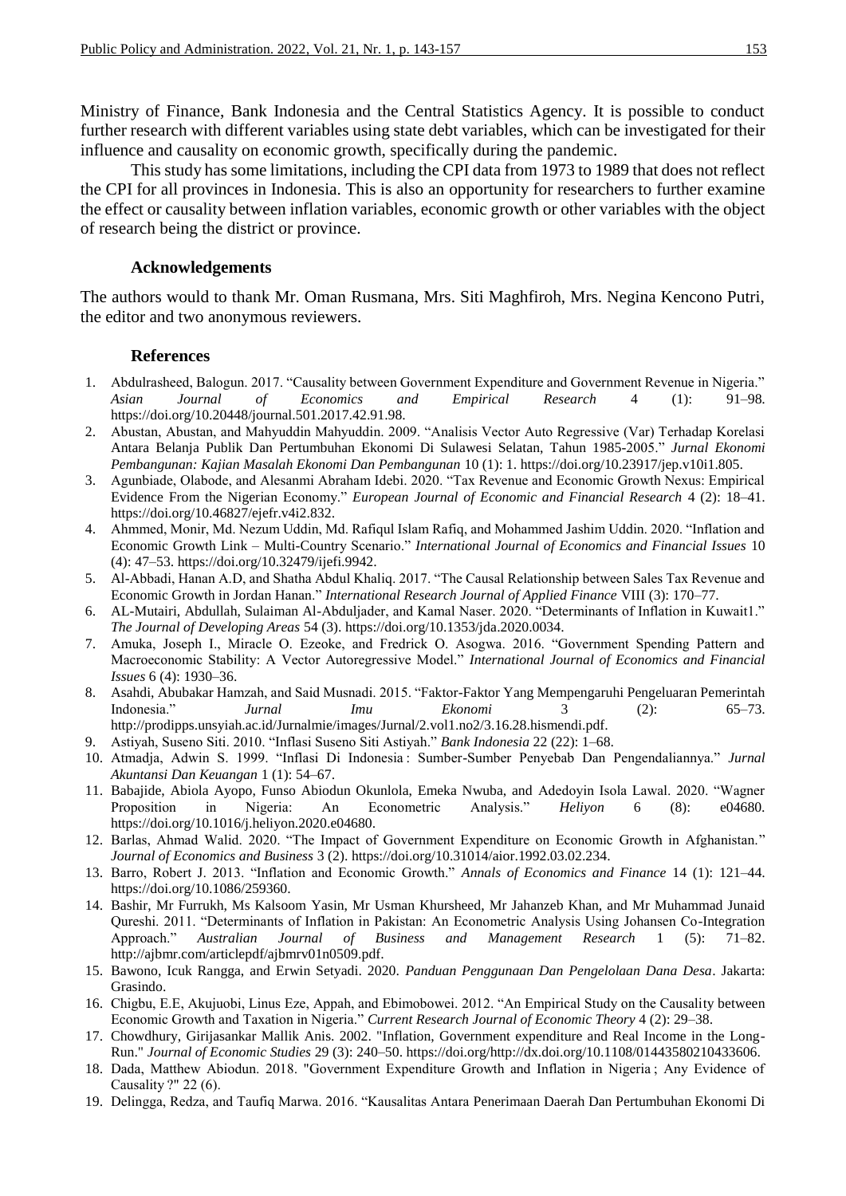Ministry of Finance, Bank Indonesia and the Central Statistics Agency. It is possible to conduct further research with different variables using state debt variables, which can be investigated for their influence and causality on economic growth, specifically during the pandemic.

This study has some limitations, including the CPI data from 1973 to 1989 that does not reflect the CPI for all provinces in Indonesia. This is also an opportunity for researchers to further examine the effect or causality between inflation variables, economic growth or other variables with the object of research being the district or province.

### Acknowledgements

The authors would to thank Mr. Oman Rusmana, Mrs. Siti Maghfiroh, Mrs. Negina Kencono Putri, the editor and two anonymous reviewers.

### References

1. Abdulrasheed, Balogun. 2017. "Causality between Government Expenditure and Government Revenue in Nigeria." *Asian Journal of Economics and Empirical Research* 4 (1): 91–98. https://doi.org/10.20448/journal.501.2017.42.91.98.
2. Abustan, Abustan, and Mahyuddin Mahyuddin. 2009. "Analisis Vector Auto Regressive (Var) Terhadap Korelasi Antara Belanja Publik Dan Pertumbuhan Ekonomi Di Sulawesi Selatan, Tahun 1985-2005." *Jurnal Ekonomi Pembangunan: Kajian Masalah Ekonomi Dan Pembangunan* 10 (1): 1. https://doi.org/10.23917/jep.v10i1.805.
3. Agunbiade, Olabode, and Alesanmi Abraham Idebi. 2020. "Tax Revenue and Economic Growth Nexus: Empirical Evidence From the Nigerian Economy." *European Journal of Economic and Financial Research* 4 (2): 18–41. https://doi.org/10.46827/ejefr.v4i2.832.
4. Ahmmed, Monir, Md. Nezum Uddin, Md. Rafiqul Islam Rafiq, and Mohammed Jashim Uddin. 2020. "Inflation and Economic Growth Link – Multi-Country Scenario." *International Journal of Economics and Financial Issues* 10 (4): 47–53. https://doi.org/10.32479/ijefi.9942.
5. Al-Abbadi, Hanan A.D, and Shatha Abdul Khaliq. 2017. "The Causal Relationship between Sales Tax Revenue and Economic Growth in Jordan Hanan." *International Research Journal of Applied Finance* VIII (3): 170–77.
6. AL-Mutairi, Abdullah, Sulaiman Al-Abduljader, and Kamal Naser. 2020. "Determinants of Inflation in Kuwait1." *The Journal of Developing Areas* 54 (3). https://doi.org/10.1353/jda.2020.0034.
7. Amuka, Joseph I., Miracle O. Ezeoke, and Fredrick O. Asogwa. 2016. "Government Spending Pattern and Macroeconomic Stability: A Vector Autoregressive Model." *International Journal of Economics and Financial Issues* 6 (4): 1930–36.
8. Asahdi, Abubakar Hamzah, and Said Musnadi. 2015. "Faktor-Faktor Yang Mempengaruhi Pengeluaran Pemerintah Indonesia." *Jurnal Imu Ekonomi* 3 (2): 65–73. http://prodipps.unsyiah.ac.id/Jurnalmie/images/Jurnal/2.vol1.no2/3.16.28.hismendi.pdf.
9. Astiyah, Suseno Siti. 2010. "Inflasi Suseno Siti Astiyah." *Bank Indonesia* 22 (22): 1–68.
10. Atmadja, Adwin S. 1999. "Inflasi Di Indonesia : Sumber-Sumber Penyebab Dan Pengendaliannya." *Jurnal Akuntansi Dan Keuangan* 1 (1): 54–67.
11. Babajide, Abiola Ayopo, Funso Abiodun Okunlola, Emeka Nwuba, and Adedoyin Isola Lawal. 2020. "Wagner Proposition in Nigeria: An Econometric Analysis." *Heliyon* 6 (8): e04680. https://doi.org/10.1016/j.heliyon.2020.e04680.
12. Barlas, Ahmad Walid. 2020. "The Impact of Government Expenditure on Economic Growth in Afghanistan." *Journal of Economics and Business* 3 (2). https://doi.org/10.31014/aior.1992.03.02.234.
13. Barro, Robert J. 2013. "Inflation and Economic Growth." *Annals of Economics and Finance* 14 (1): 121–44. https://doi.org/10.1086/259360.
14. Bashir, Mr Furrukh, Ms Kalsoom Yasin, Mr Usman Khursheed, Mr Jahanzeb Khan, and Mr Muhammad Junaid Qureshi. 2011. "Determinants of Inflation in Pakistan: An Econometric Analysis Using Johansen Co-Integration Approach." *Australian Journal of Business and Management Research* 1 (5): 71–82. http://ajbmr.com/articlepdf/ajbmrv01n0509.pdf.
15. Bawono, Icuk Rangga, and Erwin Setyadi. 2020. *Panduan Penggunaan Dan Pengelolaan Dana Desa*. Jakarta: Grasindo.
16. Chigbu, E.E, Akujuobi, Linus Eze, Appah, and Ebimobowei. 2012. "An Empirical Study on the Causality between Economic Growth and Taxation in Nigeria." *Current Research Journal of Economic Theory* 4 (2): 29–38.
17. Chowdhury, Girijasankar Mallik Anis. 2002. "Inflation, Government expenditure and Real Income in the Long-Run." *Journal of Economic Studies* 29 (3): 240–50. https://doi.org/http://dx.doi.org/10.1108/01443580210433606.
18. Dada, Matthew Abiodun. 2018. "Government Expenditure Growth and Inflation in Nigeria ; Any Evidence of Causality ?" 22 (6).
19. Delingga, Redza, and Taufiq Marwa. 2016. "Kausalitas Antara Penerimaan Daerah Dan Pertumbuhan Ekonomi Di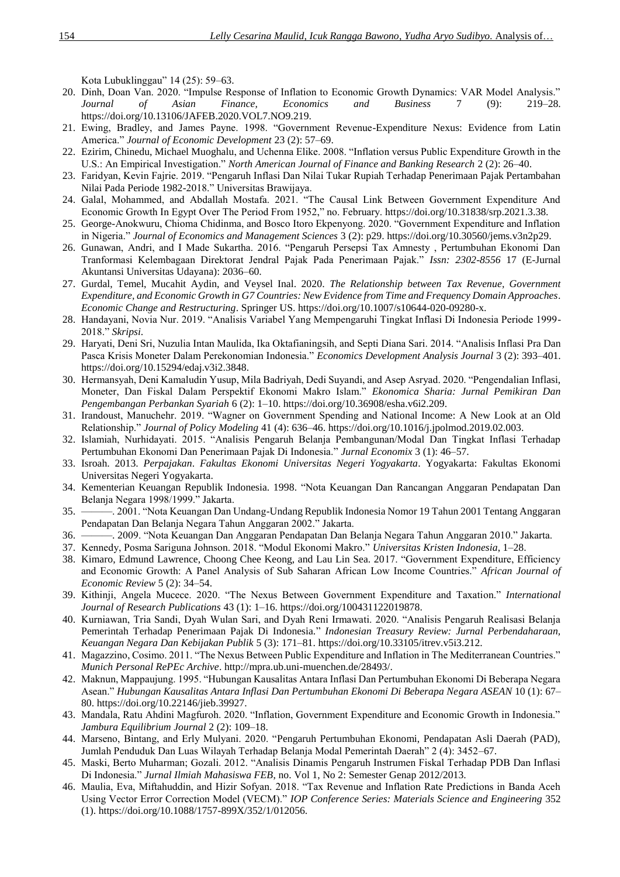Kota Lubuklinggau" 14 (25): 59–63.

20. Dinh, Doan Van. 2020. "Impulse Response of Inflation to Economic Growth Dynamics: VAR Model Analysis." *Journal of Asian Finance, Economics and Business* 7 (9): 219–28. https://doi.org/10.13106/JAFEB.2020.VOL7.NO9.219.
21. Ewing, Bradley, and James Payne. 1998. "Government Revenue-Expenditure Nexus: Evidence from Latin America." *Journal of Economic Development* 23 (2): 57–69.
22. Ezirim, Chinedu, Michael Muoghalu, and Uchenna Elike. 2008. "Inflation versus Public Expenditure Growth in the U.S.: An Empirical Investigation." *North American Journal of Finance and Banking Research* 2 (2): 26–40.
23. Faridyan, Kevin Fajrie. 2019. "Pengaruh Inflasi Dan Nilai Tukar Rupiah Terhadap Penerimaan Pajak Pertambahan Nilai Pada Periode 1982-2018." Universitas Brawijaya.
24. Galal, Mohammed, and Abdallah Mostafa. 2021. "The Causal Link Between Government Expenditure And Economic Growth In Egypt Over The Period From 1952," no. February. https://doi.org/10.31838/srp.2021.3.38.
25. George-Anokwuru, Chioma Chidinma, and Bosco Itoro Ekpenyong. 2020. "Government Expenditure and Inflation in Nigeria." *Journal of Economics and Management Sciences* 3 (2): p29. https://doi.org/10.30560/jems.v3n2p29.
26. Gunawan, Andri, and I Made Sukartha. 2016. "Pengaruh Persepsi Tax Amnesty , Pertumbuhan Ekonomi Dan Tranformasi Kelembagaan Direktorat Jendral Pajak Pada Penerimaan Pajak." *Issn: 2302-8556* 17 (E-Jurnal Akuntansi Universitas Udayana): 2036–60.
27. Gurdal, Temel, Mucahit Aydin, and Veysel Inal. 2020. *The Relationship between Tax Revenue, Government Expenditure, and Economic Growth in G7 Countries: New Evidence from Time and Frequency Domain Approaches*. *Economic Change and Restructuring*. Springer US. https://doi.org/10.1007/s10644-020-09280-x.
28. Handayani, Novia Nur. 2019. "Analisis Variabel Yang Mempengaruhi Tingkat Inflasi Di Indonesia Periode 1999-2018." *Skripsi*.
29. Haryati, Deni Sri, Nuzulia Intan Maulida, Ika Oktafianingsih, and Septi Diana Sari. 2014. "Analisis Inflasi Pra Dan Pasca Krisis Moneter Dalam Perekonomian Indonesia." *Economics Development Analysis Journal* 3 (2): 393–401. https://doi.org/10.15294/edaj.v3i2.3848.
30. Hermansyah, Deni Kamaludin Yusup, Mila Badriyah, Dedi Suyandi, and Asep Asryad. 2020. "Pengendalian Inflasi, Moneter, Dan Fiskal Dalam Perspektif Ekonomi Makro Islam." *Ekonomica Sharia: Jurnal Pemikiran Dan Pengembangan Perbankan Syariah* 6 (2): 1–10. https://doi.org/10.36908/esha.v6i2.209.
31. Irandoust, Manuchehr. 2019. "Wagner on Government Spending and National Income: A New Look at an Old Relationship." *Journal of Policy Modeling* 41 (4): 636–46. https://doi.org/10.1016/j.jpolmod.2019.02.003.
32. Islamiah, Nurhidayati. 2015. "Analisis Pengaruh Belanja Pembangunan/Modal Dan Tingkat Inflasi Terhadap Pertumbuhan Ekonomi Dan Penerimaan Pajak Di Indonesia." *Jurnal Economix* 3 (1): 46–57.
33. Isroah. 2013. *Perpajakan*. *Fakultas Ekonomi Universitas Negeri Yogyakarta*. Yogyakarta: Fakultas Ekonomi Universitas Negeri Yogyakarta.
34. Kementerian Keuangan Republik Indonesia. 1998. "Nota Keuangan Dan Rancangan Anggaran Pendapatan Dan Belanja Negara 1998/1999." Jakarta.
35. ———. 2001. "Nota Keuangan Dan Undang-Undang Republik Indonesia Nomor 19 Tahun 2001 Tentang Anggaran Pendapatan Dan Belanja Negara Tahun Anggaran 2002." Jakarta.
36. ———. 2009. "Nota Keuangan Dan Anggaran Pendapatan Dan Belanja Negara Tahun Anggaran 2010." Jakarta.
37. Kennedy, Posma Sariguna Johnson. 2018. "Modul Ekonomi Makro." *Universitas Kristen Indonesia*, 1–28.
38. Kimaro, Edmund Lawrence, Choong Chee Keong, and Lau Lin Sea. 2017. "Government Expenditure, Efficiency and Economic Growth: A Panel Analysis of Sub Saharan African Low Income Countries." *African Journal of Economic Review* 5 (2): 34–54.
39. Kithinji, Angela Mucece. 2020. "The Nexus Between Government Expenditure and Taxation." *International Journal of Research Publications* 43 (1): 1–16. https://doi.org/100431122019878.
40. Kurniawan, Tria Sandi, Dyah Wulan Sari, and Dyah Reni Irmawati. 2020. "Analisis Pengaruh Realisasi Belanja Pemerintah Terhadap Penerimaan Pajak Di Indonesia." *Indonesian Treasury Review: Jurnal Perbendaharaan, Keuangan Negara Dan Kebijakan Publik* 5 (3): 171–81. https://doi.org/10.33105/itrev.v5i3.212.
41. Magazzino, Cosimo. 2011. "The Nexus Between Public Expenditure and Inflation in The Mediterranean Countries." *Munich Personal RePEc Archive*. http://mpra.ub.uni-muenchen.de/28493/.
42. Maknun, Mappaujung. 1995. "Hubungan Kausalitas Antara Inflasi Dan Pertumbuhan Ekonomi Di Beberapa Negara Asean." *Hubungan Kausalitas Antara Inflasi Dan Pertumbuhan Ekonomi Di Beberapa Negara ASEAN* 10 (1): 67–80. https://doi.org/10.22146/jieb.39927.
43. Mandala, Ratu Ahdini Magfuroh. 2020. "Inflation, Government Expenditure and Economic Growth in Indonesia." *Jambura Equilibrium Journal* 2 (2): 109–18.
44. Marseno, Bintang, and Erly Mulyani. 2020. "Pengaruh Pertumbuhan Ekonomi, Pendapatan Asli Daerah (PAD), Jumlah Penduduk Dan Luas Wilayah Terhadap Belanja Modal Pemerintah Daerah" 2 (4): 3452–67.
45. Maski, Berto Muharman; Gozali. 2012. "Analisis Dinamis Pengaruh Instrumen Fiskal Terhadap PDB Dan Inflasi Di Indonesia." *Jurnal Ilmiah Mahasiswa FEB*, no. Vol 1, No 2: Semester Genap 2012/2013.
46. Maulia, Eva, Miftahuddin, and Hizir Sofyan. 2018. "Tax Revenue and Inflation Rate Predictions in Banda Aceh Using Vector Error Correction Model (VECM)." *IOP Conference Series: Materials Science and Engineering* 352 (1). https://doi.org/10.1088/1757-899X/352/1/012056.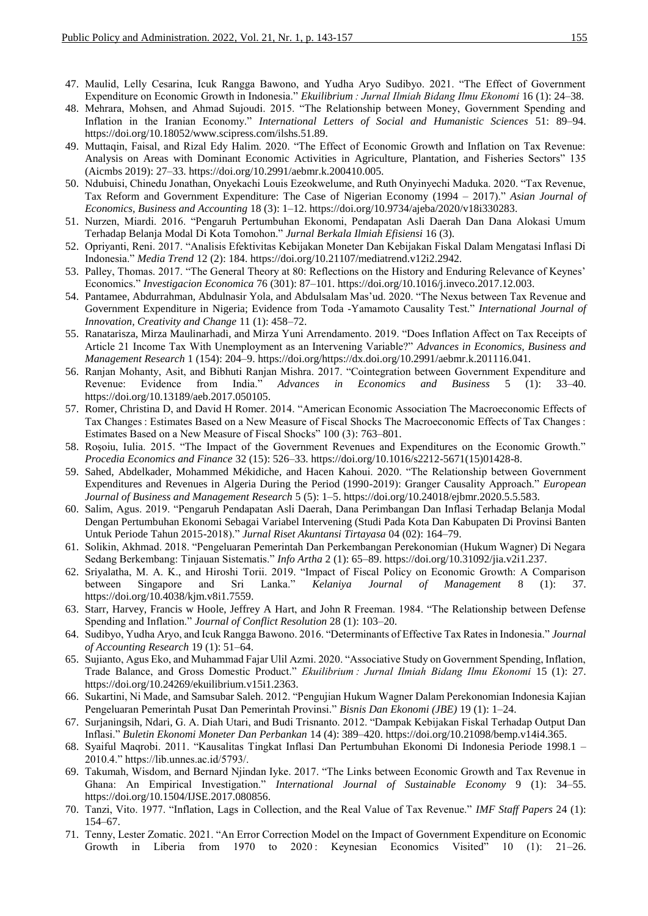47. Maulid, Lelly Cesarina, Icuk Rangga Bawono, and Yudha Aryo Sudibyo. 2021. "The Effect of Government Expenditure on Economic Growth in Indonesia." *Ekuilibrium : Jurnal Ilmiah Bidang Ilmu Ekonomi* 16 (1): 24–38.
48. Mehrara, Mohsen, and Ahmad Sujoudi. 2015. "The Relationship between Money, Government Spending and Inflation in the Iranian Economy." *International Letters of Social and Humanistic Sciences* 51: 89–94. https://doi.org/10.18052/www.scipress.com/ilshs.51.89.
49. Muttaqin, Faisal, and Rizal Edy Halim. 2020. "The Effect of Economic Growth and Inflation on Tax Revenue: Analysis on Areas with Dominant Economic Activities in Agriculture, Plantation, and Fisheries Sectors" 135 (Aicmbs 2019): 27–33. https://doi.org/10.2991/aebmr.k.200410.005.
50. Ndubuisi, Chinedu Jonathan, Onyekachi Louis Ezeokwelume, and Ruth Onyinyechi Maduka. 2020. "Tax Revenue, Tax Reform and Government Expenditure: The Case of Nigerian Economy (1994 – 2017)." *Asian Journal of Economics, Business and Accounting* 18 (3): 1–12. https://doi.org/10.9734/ajeba/2020/v18i330283.
51. Nurzen, Miardi. 2016. "Pengaruh Pertumbuhan Ekonomi, Pendapatan Asli Daerah Dan Dana Alokasi Umum Terhadap Belanja Modal Di Kota Tomohon." *Jurnal Berkala Ilmiah Efisiensi* 16 (3).
52. Opriyanti, Reni. 2017. "Analisis Efektivitas Kebijakan Moneter Dan Kebijakan Fiskal Dalam Mengatasi Inflasi Di Indonesia." *Media Trend* 12 (2): 184. https://doi.org/10.21107/mediatrend.v12i2.2942.
53. Palley, Thomas. 2017. "The General Theory at 80: Reflections on the History and Enduring Relevance of Keynes' Economics." *Investigacion Economica* 76 (301): 87–101. https://doi.org/10.1016/j.inveco.2017.12.003.
54. Pantamee, Abdurrahman, Abdulnasir Yola, and Abdulsalam Mas'ud. 2020. "The Nexus between Tax Revenue and Government Expenditure in Nigeria; Evidence from Toda -Yamamoto Causality Test." *International Journal of Innovation, Creativity and Change* 11 (1): 458–72.
55. Ranatarisza, Mirza Maulinarhadi, and Mirza Yuni Arrendamento. 2019. "Does Inflation Affect on Tax Receipts of Article 21 Income Tax With Unemployment as an Intervening Variable?" *Advances in Economics, Business and Management Research* 1 (154): 204–9. https://doi.org/https://dx.doi.org/10.2991/aebmr.k.201116.041.
56. Ranjan Mohanty, Asit, and Bibhuti Ranjan Mishra. 2017. "Cointegration between Government Expenditure and Revenue: Evidence from India." *Advances in Economics and Business* 5 (1): 33–40. https://doi.org/10.13189/aeb.2017.050105.
57. Romer, Christina D, and David H Romer. 2014. "American Economic Association The Macroeconomic Effects of Tax Changes : Estimates Based on a New Measure of Fiscal Shocks The Macroeconomic Effects of Tax Changes : Estimates Based on a New Measure of Fiscal Shocks" 100 (3): 763–801.
58. Roşoiu, Iulia. 2015. "The Impact of the Government Revenues and Expenditures on the Economic Growth." *Procedia Economics and Finance* 32 (15): 526–33. https://doi.org/10.1016/s2212-5671(15)01428-8.
59. Sahed, Abdelkader, Mohammed Mékidiche, and Hacen Kahoui. 2020. "The Relationship between Government Expenditures and Revenues in Algeria During the Period (1990-2019): Granger Causality Approach." *European Journal of Business and Management Research* 5 (5): 1–5. https://doi.org/10.24018/ejbmr.2020.5.5.583.
60. Salim, Agus. 2019. "Pengaruh Pendapatan Asli Daerah, Dana Perimbangan Dan Inflasi Terhadap Belanja Modal Dengan Pertumbuhan Ekonomi Sebagai Variabel Intervening (Studi Pada Kota Dan Kabupaten Di Provinsi Banten Untuk Periode Tahun 2015-2018)." *Jurnal Riset Akuntansi Tirtayasa* 04 (02): 164–79.
61. Solikin, Akhmad. 2018. "Pengeluaran Pemerintah Dan Perkembangan Perekonomian (Hukum Wagner) Di Negara Sedang Berkembang: Tinjauan Sistematis." *Info Artha* 2 (1): 65–89. https://doi.org/10.31092/jia.v2i1.237.
62. Sriyalatha, M. A. K., and Hiroshi Torii. 2019. "Impact of Fiscal Policy on Economic Growth: A Comparison between Singapore and Sri Lanka." *Kelaniya Journal of Management* 8 (1): 37. https://doi.org/10.4038/kjm.v8i1.7559.
63. Starr, Harvey, Francis w Hoole, Jeffrey A Hart, and John R Freeman. 1984. "The Relationship between Defense Spending and Inflation." *Journal of Conflict Resolution* 28 (1): 103–20.
64. Sudibyo, Yudha Aryo, and Icuk Rangga Bawono. 2016. "Determinants of Effective Tax Rates in Indonesia." *Journal of Accounting Research* 19 (1): 51–64.
65. Sujianto, Agus Eko, and Muhammad Fajar Ulil Azmi. 2020. "Associative Study on Government Spending, Inflation, Trade Balance, and Gross Domestic Product." *Ekuilibrium : Jurnal Ilmiah Bidang Ilmu Ekonomi* 15 (1): 27. https://doi.org/10.24269/ekuilibrium.v15i1.2363.
66. Sukartini, Ni Made, and Samsubar Saleh. 2012. "Pengujian Hukum Wagner Dalam Perekonomian Indonesia Kajian Pengeluaran Pemerintah Pusat Dan Pemerintah Provinsi." *Bisnis Dan Ekonomi (JBE)* 19 (1): 1–24.
67. Surjaningsih, Ndari, G. A. Diah Utari, and Budi Trisnanto. 2012. "Dampak Kebijakan Fiskal Terhadap Output Dan Inflasi." *Buletin Ekonomi Moneter Dan Perbankan* 14 (4): 389–420. https://doi.org/10.21098/bemp.v14i4.365.
68. Syaiful Maqrobi. 2011. "Kausalitas Tingkat Inflasi Dan Pertumbuhan Ekonomi Di Indonesia Periode 1998.1 – 2010.4." https://lib.unnes.ac.id/5793/.
69. Takumah, Wisdom, and Bernard Njindan Iyke. 2017. "The Links between Economic Growth and Tax Revenue in Ghana: An Empirical Investigation." *International Journal of Sustainable Economy* 9 (1): 34–55. https://doi.org/10.1504/IJSE.2017.080856.
70. Tanzi, Vito. 1977. "Inflation, Lags in Collection, and the Real Value of Tax Revenue." *IMF Staff Papers* 24 (1): 154–67.
71. Tenny, Lester Zomatic. 2021. "An Error Correction Model on the Impact of Government Expenditure on Economic Growth in Liberia from 1970 to 2020 : Keynesian Economics Visited" 10 (1): 21–26.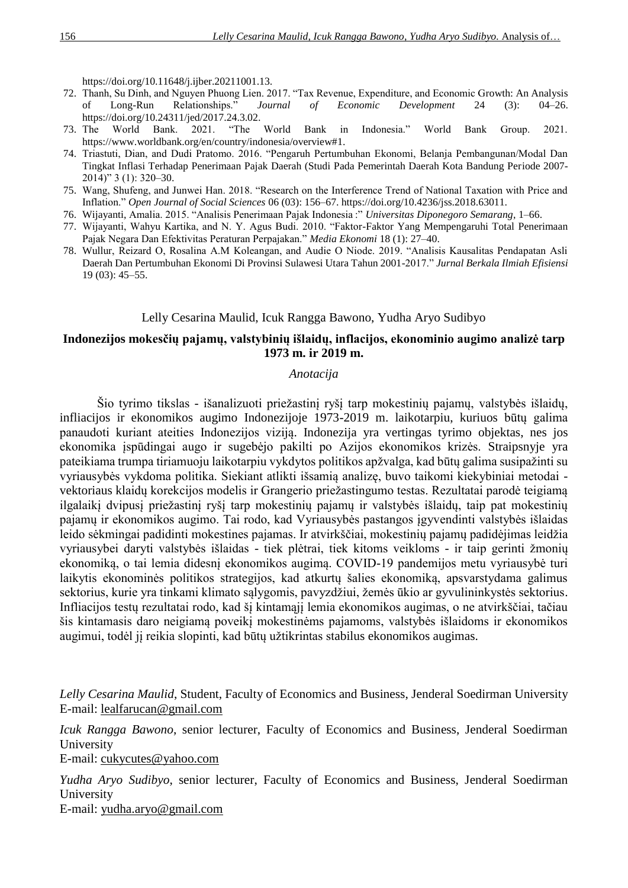https://doi.org/10.11648/j.ijber.20211001.13.

72. Thanh, Su Dinh, and Nguyen Phuong Lien. 2017. "Tax Revenue, Expenditure, and Economic Growth: An Analysis of Long-Run Relationships." *Journal of Economic Development* 24 (3): 04–26. https://doi.org/10.24311/jed/2017.24.3.02.
73. The World Bank. 2021. "The World Bank in Indonesia." World Bank Group. 2021. https://www.worldbank.org/en/country/indonesia/overview#1.
74. Triastuti, Dian, and Dudi Pratomo. 2016. "Pengaruh Pertumbuhan Ekonomi, Belanja Pembangunan/Modal Dan Tingkat Inflasi Terhadap Penerimaan Pajak Daerah (Studi Pada Pemerintah Daerah Kota Bandung Periode 2007-2014)" 3 (1): 320–30.
75. Wang, Shufeng, and Junwei Han. 2018. "Research on the Interference Trend of National Taxation with Price and Inflation." *Open Journal of Social Sciences* 06 (03): 156–67. https://doi.org/10.4236/jss.2018.63011.
76. Wijayanti, Amalia. 2015. "Analisis Penerimaan Pajak Indonesia :" *Universitas Diponegoro Semarang*, 1–66.
77. Wijayanti, Wahyu Kartika, and N. Y. Agus Budi. 2010. "Faktor-Faktor Yang Mempengaruhi Total Penerimaan Pajak Negara Dan Efektivitas Peraturan Perpajakan." *Media Ekonomi* 18 (1): 27–40.
78. Wullur, Reizard O, Rosalina A.M Koleangan, and Audie O Niode. 2019. "Analisis Kausalitas Pendapatan Asli Daerah Dan Pertumbuhan Ekonomi Di Provinsi Sulawesi Utara Tahun 2001-2017." *Jurnal Berkala Ilmiah Efisiensi* 19 (03): 45–55.

Lelly Cesarina Maulid, Icuk Rangga Bawono, Yudha Aryo Sudibyo

## Indonezijos mokesčių pajamų, valstybinių išlaidų, inflacijos, ekonominio augimo analizė tarp 1973 m. ir 2019 m.

*Anotacija*

Šio tyrimo tikslas - išanalizuoti priežastinį ryšį tarp mokestinių pajamų, valstybės išlaidų, infliacijos ir ekonomikos augimo Indonezijoje 1973-2019 m. laikotarpiu, kuriuos būtų galima panaudoti kuriant ateities Indonezijos viziją. Indonezija yra vertingas tyrimo objektas, nes jos ekonomika įspūdingai augo ir sugebėjo pakilti po Azijos ekonomikos krizės. Straipsnyje yra pateikiama trumpa tiriamuoju laikotarpiu vykdytos politikos apžvalga, kad būtų galima susipažinti su vyriausybės vykdoma politika. Siekiant atlikti išsamią analizę, buvo taikomi kiekybiniai metodai - vektoriaus klaidų korekcijos modelis ir Grangerio priežastingumo testas. Rezultatai parodė teigiamą ilgalaikį dvipusį priežastinį ryšį tarp mokestinių pajamų ir valstybės išlaidų, taip pat mokestinių pajamų ir ekonomikos augimo. Tai rodo, kad Vyriausybės pastangos įgyvendinti valstybės išlaidas leido sėkmingai padidinti mokestines pajamas. Ir atvirkščiai, mokestinių pajamų padidėjimas leidžia vyriausybei daryti valstybės išlaidas - tiek plėtrai, tiek kitoms veikloms - ir taip gerinti žmonių ekonomiką, o tai lemia didesnį ekonomikos augimą. COVID-19 pandemijos metu vyriausybė turi laikytis ekonominės politikos strategijos, kad atkurtų šalies ekonomiką, apsvarstydama galimus sektorius, kurie yra tinkami klimato sąlygomis, pavyzdžiui, žemės ūkio ar gyvulininkystės sektorius. Infliacijos testų rezultatai rodo, kad šį kintamąjį lemia ekonomikos augimas, o ne atvirkščiai, tačiau šis kintamasis daro neigiamą poveikį mokestinėms pajamoms, valstybės išlaidoms ir ekonomikos augimui, todėl jį reikia slopinti, kad būtų užtikrintas stabilus ekonomikos augimas.

*Lelly Cesarina Maulid*, Student, Faculty of Economics and Business, Jenderal Soedirman University
E-mail: lealfarucan@gmail.com

*Icuk Rangga Bawono*, senior lecturer, Faculty of Economics and Business, Jenderal Soedirman University
E-mail: cukycutes@yahoo.com

*Yudha Aryo Sudibyo*, senior lecturer, Faculty of Economics and Business, Jenderal Soedirman University
E-mail: yudha.aryo@gmail.com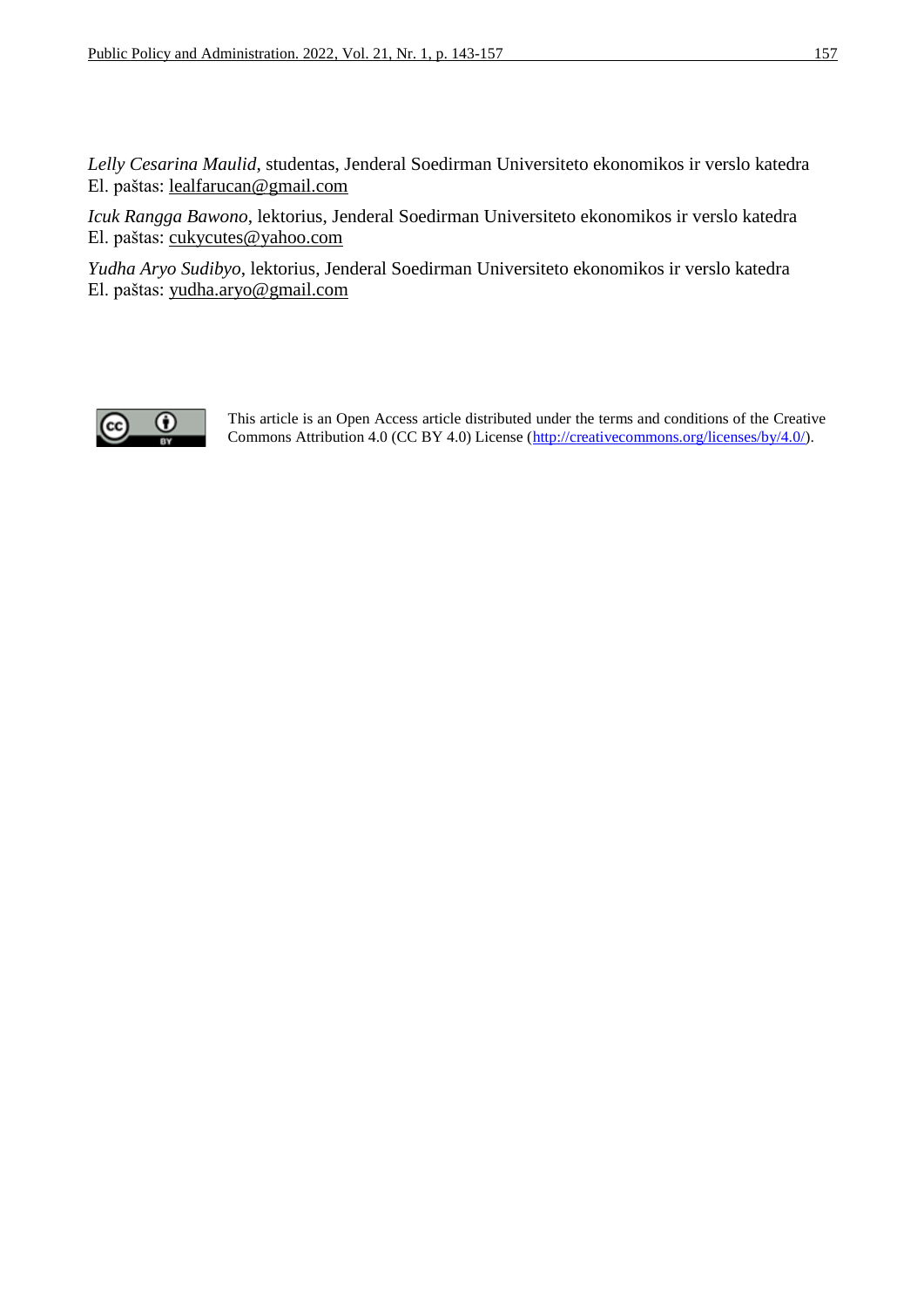*Lelly Cesarina Maulid*, studentas, Jenderal Soedirman Universiteto ekonomikos ir verslo katedra
El. paštas: lealfarucan@gmail.com

*Icuk Rangga Bawono*, lektorius, Jenderal Soedirman Universiteto ekonomikos ir verslo katedra
El. paštas: cukycutes@yahoo.com

*Yudha Aryo Sudibyo*, lektorius, Jenderal Soedirman Universiteto ekonomikos ir verslo katedra
El. paštas: yudha.aryo@gmail.com

This article is an Open Access article distributed under the terms and conditions of the Creative Commons Attribution 4.0 (CC BY 4.0) License (http://creativecommons.org/licenses/by/4.0/).